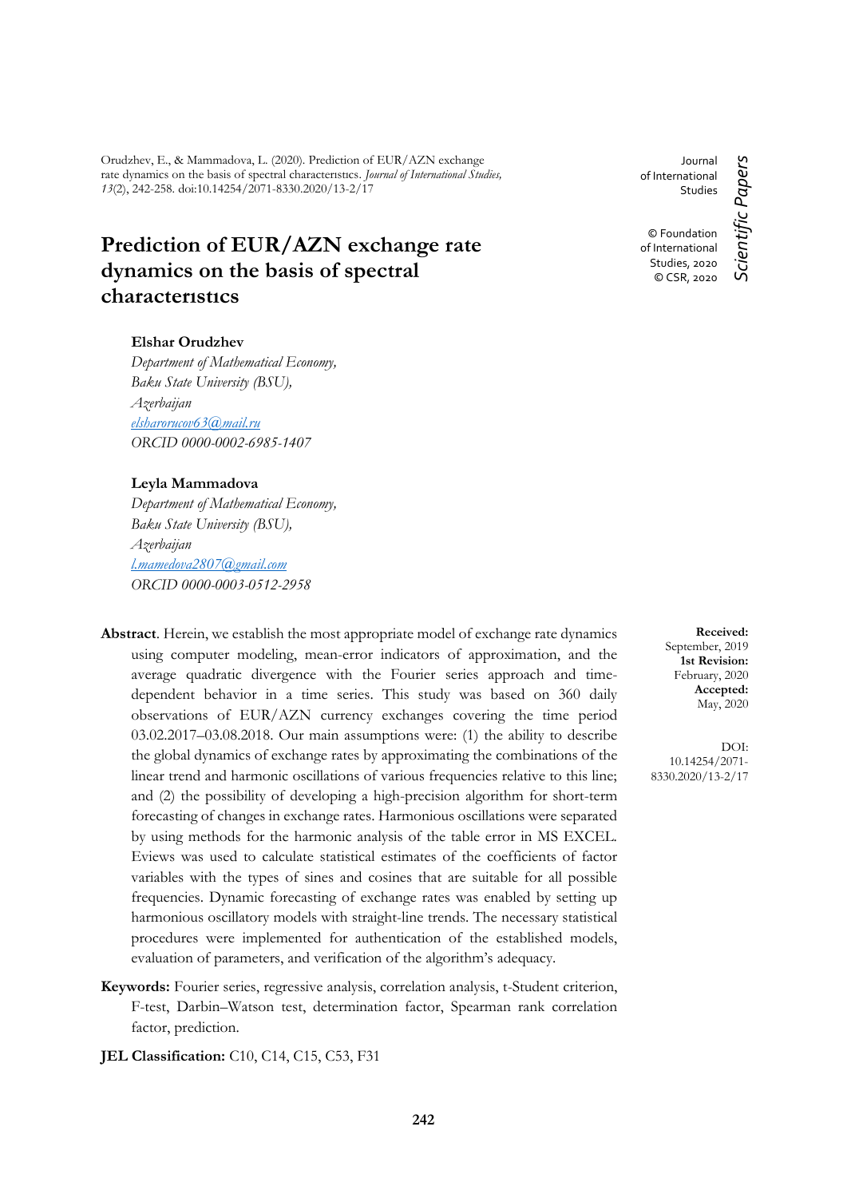Orudzhev, E., & Mammadova, L. (2020). Prediction of EUR/AZN exchange rate dynamics on the basis of spectral characterıstıcs. *Journal of International Studies, 13*(2), 242-258. doi:10.14254/2071-8330.2020/13-2/17

Journal of International Studies

© Foundation of International Studies, 2020
© CSR, 2020

*Scientific Papers*

# Prediction of EUR/AZN exchange rate dynamics on the basis of spectral characterıstıcs

**Elshar Orudzhev**
*Department of Mathematical Economy,*
*Baku State University (BSU),*
*Azerbaijan*
*elsharorucov63@mail.ru*
*ORCID 0000-0002-6985-1407*

**Leyla Mammadova**
*Department of Mathematical Economy,*
*Baku State University (BSU),*
*Azerbaijan*
*l.mamedova2807@gmail.com*
*ORCID 0000-0003-0512-2958*

**Received:** September, 2019
**1st Revision:** February, 2020
**Accepted:** May, 2020

DOI: 10.14254/2071-8330.2020/13-2/17

**Abstract**. Herein, we establish the most appropriate model of exchange rate dynamics using computer modeling, mean-error indicators of approximation, and the average quadratic divergence with the Fourier series approach and time-dependent behavior in a time series. This study was based on 360 daily observations of EUR/AZN currency exchanges covering the time period 03.02.2017–03.08.2018. Our main assumptions were: (1) the ability to describe the global dynamics of exchange rates by approximating the combinations of the linear trend and harmonic oscillations of various frequencies relative to this line; and (2) the possibility of developing a high-precision algorithm for short-term forecasting of changes in exchange rates. Harmonious oscillations were separated by using methods for the harmonic analysis of the table error in MS EXCEL. Eviews was used to calculate statistical estimates of the coefficients of factor variables with the types of sines and cosines that are suitable for all possible frequencies. Dynamic forecasting of exchange rates was enabled by setting up harmonious oscillatory models with straight-line trends. The necessary statistical procedures were implemented for authentication of the established models, evaluation of parameters, and verification of the algorithm's adequacy.

**Keywords:** Fourier series, regressive analysis, correlation analysis, t-Student criterion, F-test, Darbin–Watson test, determination factor, Spearman rank correlation factor, prediction.

**JEL Classification:** C10, C14, C15, C53, F31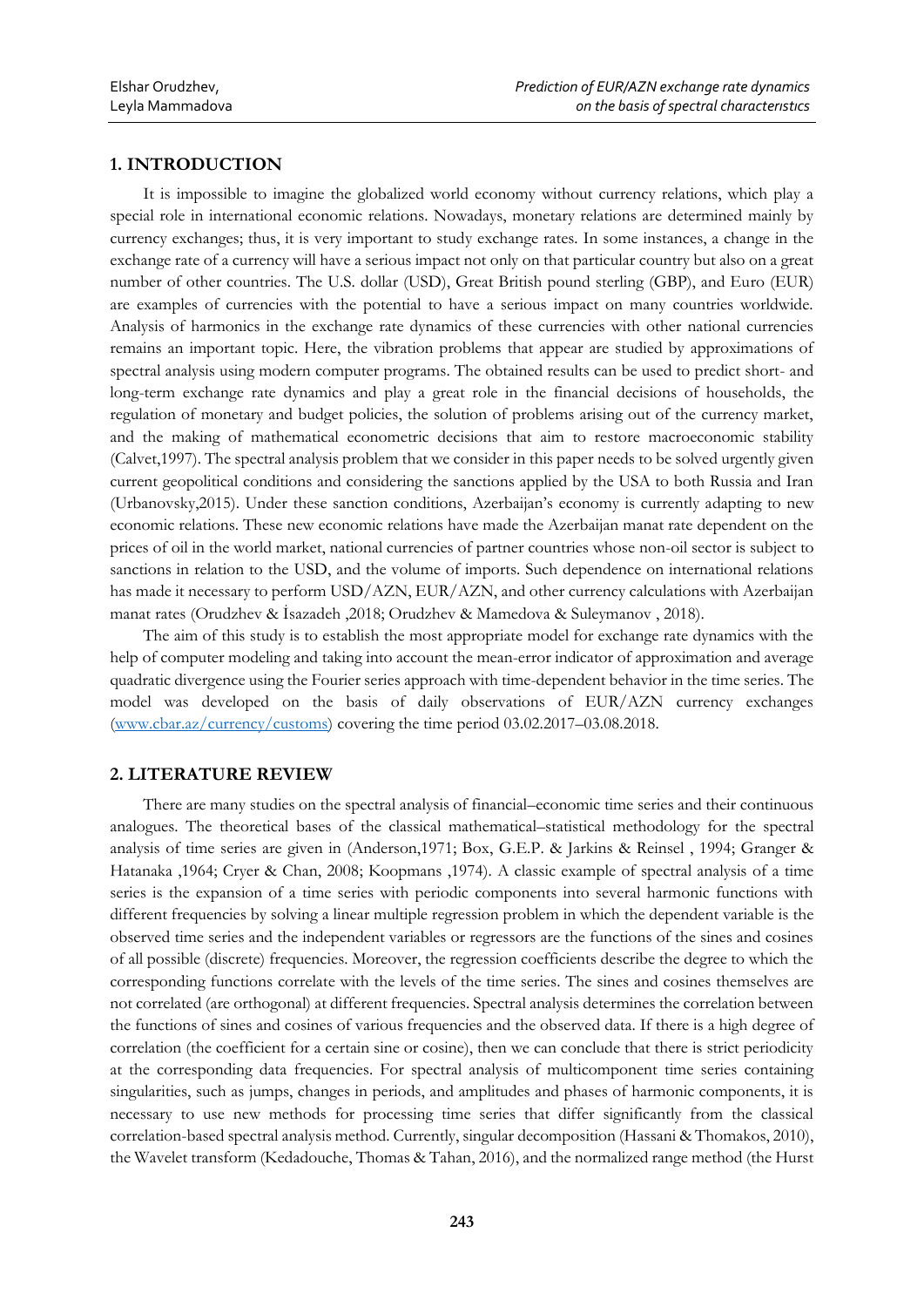## 1. INTRODUCTION

It is impossible to imagine the globalized world economy without currency relations, which play a special role in international economic relations. Nowadays, monetary relations are determined mainly by currency exchanges; thus, it is very important to study exchange rates. In some instances, a change in the exchange rate of a currency will have a serious impact not only on that particular country but also on a great number of other countries. The U.S. dollar (USD), Great British pound sterling (GBP), and Euro (EUR) are examples of currencies with the potential to have a serious impact on many countries worldwide. Analysis of harmonics in the exchange rate dynamics of these currencies with other national currencies remains an important topic. Here, the vibration problems that appear are studied by approximations of spectral analysis using modern computer programs. The obtained results can be used to predict short- and long-term exchange rate dynamics and play a great role in the financial decisions of households, the regulation of monetary and budget policies, the solution of problems arising out of the currency market, and the making of mathematical econometric decisions that aim to restore macroeconomic stability (Calvet,1997). The spectral analysis problem that we consider in this paper needs to be solved urgently given current geopolitical conditions and considering the sanctions applied by the USA to both Russia and Iran (Urbanovsky,2015). Under these sanction conditions, Azerbaijan's economy is currently adapting to new economic relations. These new economic relations have made the Azerbaijan manat rate dependent on the prices of oil in the world market, national currencies of partner countries whose non-oil sector is subject to sanctions in relation to the USD, and the volume of imports. Such dependence on international relations has made it necessary to perform USD/AZN, EUR/AZN, and other currency calculations with Azerbaijan manat rates (Orudzhev & İsazadeh ,2018; Orudzhev & Mamedova & Suleymanov , 2018).

The aim of this study is to establish the most appropriate model for exchange rate dynamics with the help of computer modeling and taking into account the mean-error indicator of approximation and average quadratic divergence using the Fourier series approach with time-dependent behavior in the time series. The model was developed on the basis of daily observations of EUR/AZN currency exchanges (www.cbar.az/currency/customs) covering the time period 03.02.2017–03.08.2018.

## 2. LITERATURE REVIEW

There are many studies on the spectral analysis of financial–economic time series and their continuous analogues. The theoretical bases of the classical mathematical–statistical methodology for the spectral analysis of time series are given in (Anderson,1971; Box, G.E.P. & Jarkins & Reinsel , 1994; Granger & Hatanaka ,1964; Cryer & Chan, 2008; Koopmans ,1974). A classic example of spectral analysis of a time series is the expansion of a time series with periodic components into several harmonic functions with different frequencies by solving a linear multiple regression problem in which the dependent variable is the observed time series and the independent variables or regressors are the functions of the sines and cosines of all possible (discrete) frequencies. Moreover, the regression coefficients describe the degree to which the corresponding functions correlate with the levels of the time series. The sines and cosines themselves are not correlated (are orthogonal) at different frequencies. Spectral analysis determines the correlation between the functions of sines and cosines of various frequencies and the observed data. If there is a high degree of correlation (the coefficient for a certain sine or cosine), then we can conclude that there is strict periodicity at the corresponding data frequencies. For spectral analysis of multicomponent time series containing singularities, such as jumps, changes in periods, and amplitudes and phases of harmonic components, it is necessary to use new methods for processing time series that differ significantly from the classical correlation-based spectral analysis method. Currently, singular decomposition (Hassani & Thomakos, 2010), the Wavelet transform (Kedadouche, Thomas & Tahan, 2016), and the normalized range method (the Hurst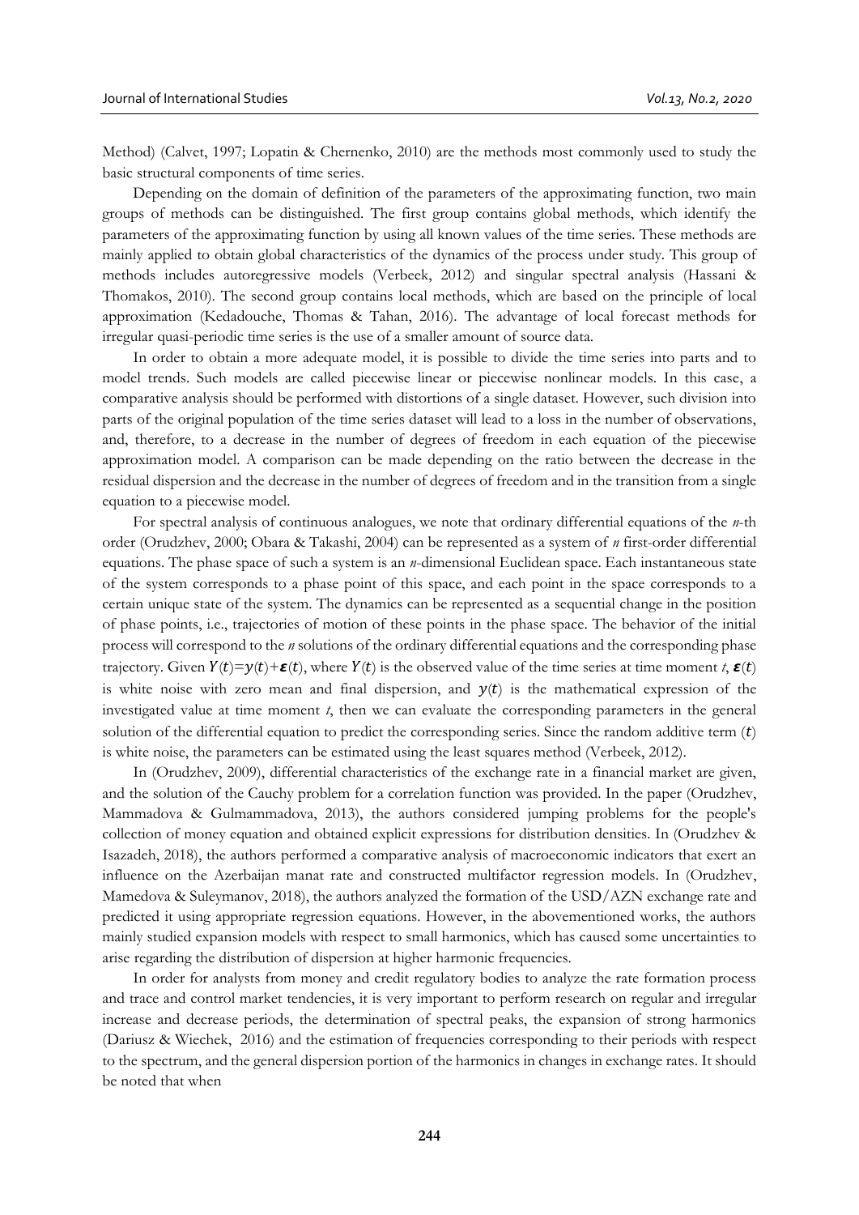Method) (Calvet, 1997; Lopatin & Chernenko, 2010) are the methods most commonly used to study the basic structural components of time series.

Depending on the domain of definition of the parameters of the approximating function, two main groups of methods can be distinguished. The first group contains global methods, which identify the parameters of the approximating function by using all known values of the time series. These methods are mainly applied to obtain global characteristics of the dynamics of the process under study. This group of methods includes autoregressive models (Verbeek, 2012) and singular spectral analysis (Hassani & Thomakos, 2010). The second group contains local methods, which are based on the principle of local approximation (Kedadouche, Thomas & Tahan, 2016). The advantage of local forecast methods for irregular quasi-periodic time series is the use of a smaller amount of source data.

In order to obtain a more adequate model, it is possible to divide the time series into parts and to model trends. Such models are called piecewise linear or piecewise nonlinear models. In this case, a comparative analysis should be performed with distortions of a single dataset. However, such division into parts of the original population of the time series dataset will lead to a loss in the number of observations, and, therefore, to a decrease in the number of degrees of freedom in each equation of the piecewise approximation model. A comparison can be made depending on the ratio between the decrease in the residual dispersion and the decrease in the number of degrees of freedom and in the transition from a single equation to a piecewise model.

For spectral analysis of continuous analogues, we note that ordinary differential equations of the $n$-th order (Orudzhev, 2000; Obara & Takashi, 2004) can be represented as a system of $n$ first-order differential equations. The phase space of such a system is an $n$-dimensional Euclidean space. Each instantaneous state of the system corresponds to a phase point of this space, and each point in the space corresponds to a certain unique state of the system. The dynamics can be represented as a sequential change in the position of phase points, i.e., trajectories of motion of these points in the phase space. The behavior of the initial process will correspond to the $n$ solutions of the ordinary differential equations and the corresponding phase trajectory. Given $Y(t)=y(t)+\boldsymbol{\varepsilon}(t)$, where $Y(t)$ is the observed value of the time series at time moment $t$, $\boldsymbol{\varepsilon}(t)$ is white noise with zero mean and final dispersion, and $y(t)$ is the mathematical expression of the investigated value at time moment $t$, then we can evaluate the corresponding parameters in the general solution of the differential equation to predict the corresponding series. Since the random additive term $(t)$ is white noise, the parameters can be estimated using the least squares method (Verbeek, 2012).

In (Orudzhev, 2009), differential characteristics of the exchange rate in a financial market are given, and the solution of the Cauchy problem for a correlation function was provided. In the paper (Orudzhev, Mammadova & Gulmammadova, 2013), the authors considered jumping problems for the people's collection of money equation and obtained explicit expressions for distribution densities. In (Orudzhev & Isazadeh, 2018), the authors performed a comparative analysis of macroeconomic indicators that exert an influence on the Azerbaijan manat rate and constructed multifactor regression models. In (Orudzhev, Mamedova & Suleymanov, 2018), the authors analyzed the formation of the USD/AZN exchange rate and predicted it using appropriate regression equations. However, in the abovementioned works, the authors mainly studied expansion models with respect to small harmonics, which has caused some uncertainties to arise regarding the distribution of dispersion at higher harmonic frequencies.

In order for analysts from money and credit regulatory bodies to analyze the rate formation process and trace and control market tendencies, it is very important to perform research on regular and irregular increase and decrease periods, the determination of spectral peaks, the expansion of strong harmonics (Dariusz & Wiechek, 2016) and the estimation of frequencies corresponding to their periods with respect to the spectrum, and the general dispersion portion of the harmonics in changes in exchange rates. It should be noted that when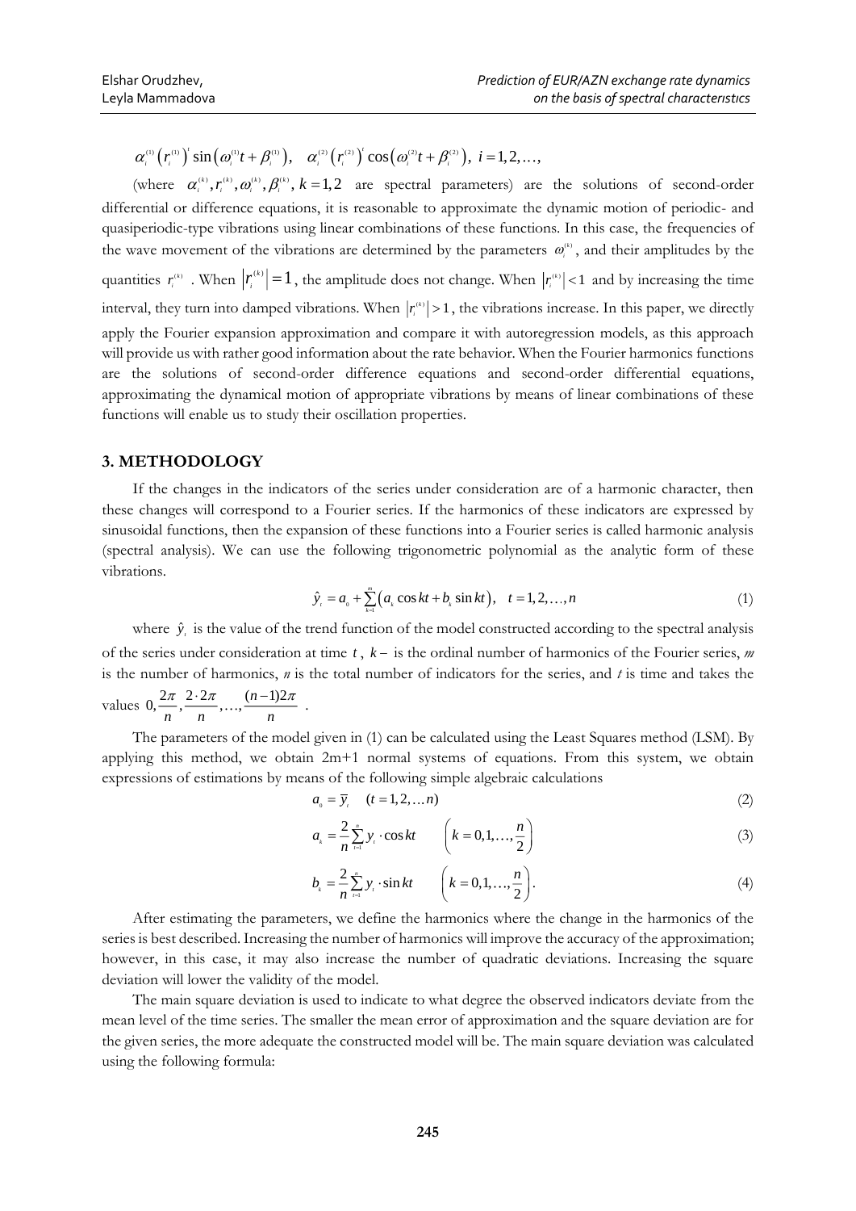$\alpha_i^{(1)}\left(r_i^{(1)}\right)^t \sin\left(\omega_i^{(1)}t+\beta_i^{(1)}\right), \quad \alpha_i^{(2)}\left(r_i^{(2)}\right)^t \cos\left(\omega_i^{(2)}t+\beta_i^{(2)}\right), \ i=1,2,\ldots,$

(where $\alpha_i^{(k)}, r_i^{(k)}, \omega_i^{(k)}, \beta_i^{(k)}, k=1,2$ are spectral parameters) are the solutions of second-order differential or difference equations, it is reasonable to approximate the dynamic motion of periodic- and quasiperiodic-type vibrations using linear combinations of these functions. In this case, the frequencies of the wave movement of the vibrations are determined by the parameters $\omega_i^{(k)}$, and their amplitudes by the quantities $r_i^{(k)}$. When $\left|r_i^{(k)}\right|=1$, the amplitude does not change. When $\left|r_i^{(k)}\right|<1$ and by increasing the time interval, they turn into damped vibrations. When $\left|r_i^{(k)}\right|>1$, the vibrations increase. In this paper, we directly apply the Fourier expansion approximation and compare it with autoregression models, as this approach will provide us with rather good information about the rate behavior. When the Fourier harmonics functions are the solutions of second-order difference equations and second-order differential equations, approximating the dynamical motion of appropriate vibrations by means of linear combinations of these functions will enable us to study their oscillation properties.

## 3. METHODOLOGY

If the changes in the indicators of the series under consideration are of a harmonic character, then these changes will correspond to a Fourier series. If the harmonics of these indicators are expressed by sinusoidal functions, then the expansion of these functions into a Fourier series is called harmonic analysis (spectral analysis). We can use the following trigonometric polynomial as the analytic form of these vibrations.

$$\hat{y}_t = a_0 + \sum_{k=1}^{m}\left(a_k \cos kt + b_k \sin kt\right), \quad t=1,2,\ldots,n \tag{1}$$

where $\hat{y}_t$ is the value of the trend function of the model constructed according to the spectral analysis of the series under consideration at time $t$, $k-$ is the ordinal number of harmonics of the Fourier series, $m$ is the number of harmonics, $n$ is the total number of indicators for the series, and $t$ is time and takes the values $0, \frac{2\pi}{n}, \frac{2\cdot 2\pi}{n}, \ldots, \frac{(n-1)2\pi}{n}$.

The parameters of the model given in (1) can be calculated using the Least Squares method (LSM). By applying this method, we obtain 2m+1 normal systems of equations. From this system, we obtain expressions of estimations by means of the following simple algebraic calculations

$$a_0 = \bar{y}_t \quad (t=1,2,\ldots n) \tag{2}$$

$$a_k = \frac{2}{n}\sum_{t=1}^{n} y_t \cdot \cos kt \qquad \left(k=0,1,\ldots,\frac{n}{2}\right) \tag{3}$$

$$b_k = \frac{2}{n}\sum_{t=1}^{n} y_t \cdot \sin kt \qquad \left(k=0,1,\ldots,\frac{n}{2}\right). \tag{4}$$

After estimating the parameters, we define the harmonics where the change in the harmonics of the series is best described. Increasing the number of harmonics will improve the accuracy of the approximation; however, in this case, it may also increase the number of quadratic deviations. Increasing the square deviation will lower the validity of the model.

The main square deviation is used to indicate to what degree the observed indicators deviate from the mean level of the time series. The smaller the mean error of approximation and the square deviation are for the given series, the more adequate the constructed model will be. The main square deviation was calculated using the following formula: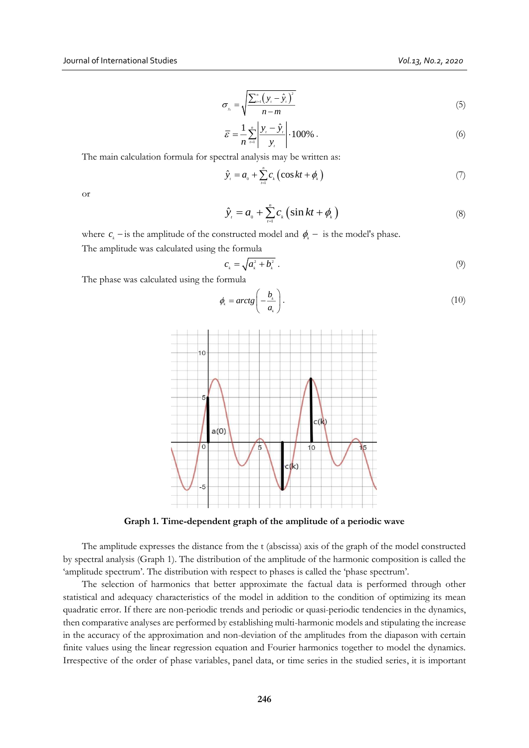$$\sigma_{y_t} = \sqrt{\frac{\sum_{t=1}^{n} (y_t - \hat{y}_t)^2}{n-m}} \tag{5}$$

$$\bar{\varepsilon} = \frac{1}{n}\sum_{t=1}^{n}\left|\frac{y_t - \hat{y}_t}{y_t}\right| \cdot 100\% . \tag{6}$$

The main calculation formula for spectral analysis may be written as:

$$\hat{y}_t = a_0 + \sum_{t=1}^{n} c_k \left(\cos kt + \phi_k\right) \tag{7}$$

or

$$\hat{y}_t = a_0 + \sum_{t=1}^{n} c_k \left(\sin kt + \phi_k\right) \tag{8}$$

where $c_k$ – is the amplitude of the constructed model and $\phi_k$ – is the model's phase.

The amplitude was calculated using the formula

$$c_k = \sqrt{a_k^2 + b_k^2} . \tag{9}$$

The phase was calculated using the formula

$$\phi_k = arctg\left(-\frac{b_k}{a_k}\right). \tag{10}$$

**Graph 1. Time-dependent graph of the amplitude of a periodic wave**

The amplitude expresses the distance from the t (abscissa) axis of the graph of the model constructed by spectral analysis (Graph 1). The distribution of the amplitude of the harmonic composition is called the 'amplitude spectrum'. The distribution with respect to phases is called the 'phase spectrum'.

The selection of harmonics that better approximate the factual data is performed through other statistical and adequacy characteristics of the model in addition to the condition of optimizing its mean quadratic error. If there are non-periodic trends and periodic or quasi-periodic tendencies in the dynamics, then comparative analyses are performed by establishing multi-harmonic models and stipulating the increase in the accuracy of the approximation and non-deviation of the amplitudes from the diapason with certain finite values using the linear regression equation and Fourier harmonics together to model the dynamics. Irrespective of the order of phase variables, panel data, or time series in the studied series, it is important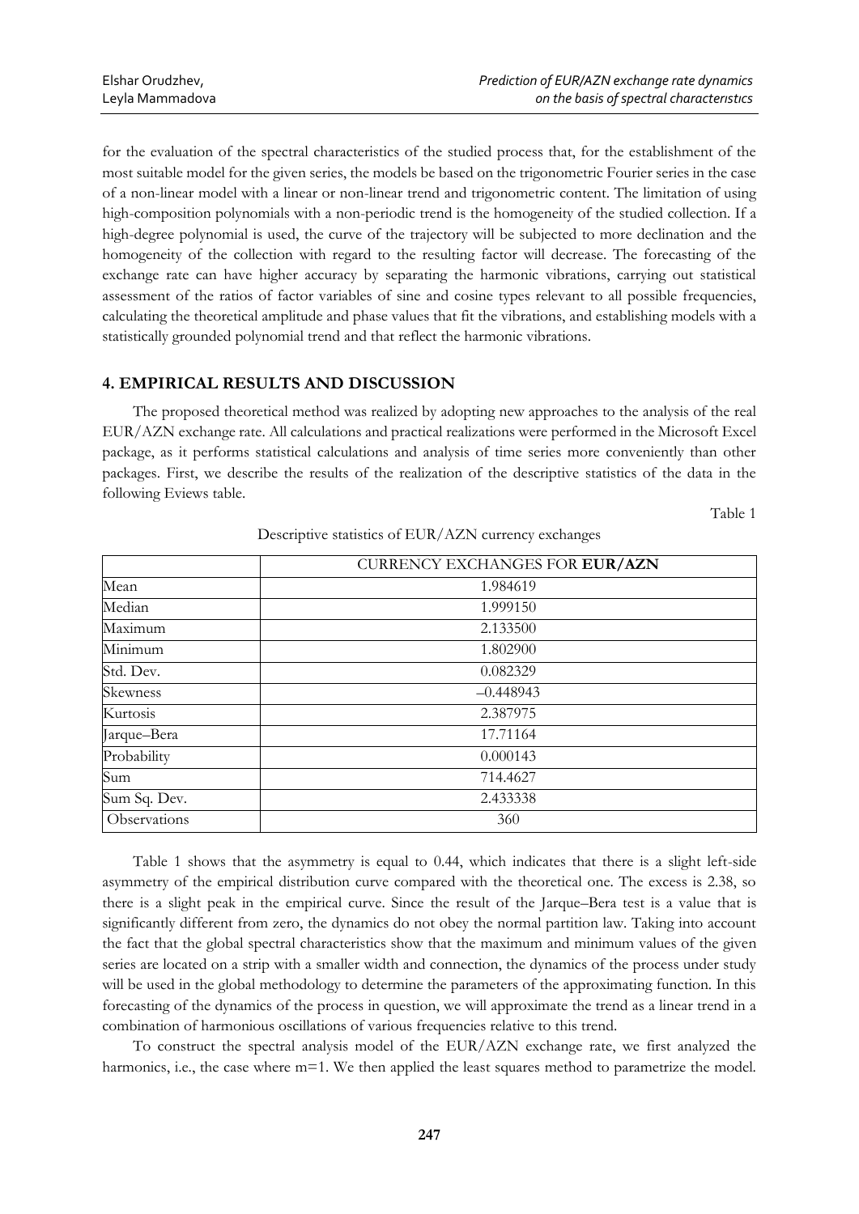for the evaluation of the spectral characteristics of the studied process that, for the establishment of the most suitable model for the given series, the models be based on the trigonometric Fourier series in the case of a non-linear model with a linear or non-linear trend and trigonometric content. The limitation of using high-composition polynomials with a non-periodic trend is the homogeneity of the studied collection. If a high-degree polynomial is used, the curve of the trajectory will be subjected to more declination and the homogeneity of the collection with regard to the resulting factor will decrease. The forecasting of the exchange rate can have higher accuracy by separating the harmonic vibrations, carrying out statistical assessment of the ratios of factor variables of sine and cosine types relevant to all possible frequencies, calculating the theoretical amplitude and phase values that fit the vibrations, and establishing models with a statistically grounded polynomial trend and that reflect the harmonic vibrations.

## 4. EMPIRICAL RESULTS AND DISCUSSION

The proposed theoretical method was realized by adopting new approaches to the analysis of the real EUR/AZN exchange rate. All calculations and practical realizations were performed in the Microsoft Excel package, as it performs statistical calculations and analysis of time series more conveniently than other packages. First, we describe the results of the realization of the descriptive statistics of the data in the following Eviews table.

Table 1

Descriptive statistics of EUR/AZN currency exchanges

| | CURRENCY EXCHANGES FOR **EUR/AZN** |
|---|---|
| Mean | 1.984619 |
| Median | 1.999150 |
| Maximum | 2.133500 |
| Minimum | 1.802900 |
| Std. Dev. | 0.082329 |
| Skewness | –0.448943 |
| Kurtosis | 2.387975 |
| Jarque–Bera | 17.71164 |
| Probability | 0.000143 |
| Sum | 714.4627 |
| Sum Sq. Dev. | 2.433338 |
| Observations | 360 |

Table 1 shows that the asymmetry is equal to 0.44, which indicates that there is a slight left-side asymmetry of the empirical distribution curve compared with the theoretical one. The excess is 2.38, so there is a slight peak in the empirical curve. Since the result of the Jarque–Bera test is a value that is significantly different from zero, the dynamics do not obey the normal partition law. Taking into account the fact that the global spectral characteristics show that the maximum and minimum values of the given series are located on a strip with a smaller width and connection, the dynamics of the process under study will be used in the global methodology to determine the parameters of the approximating function. In this forecasting of the dynamics of the process in question, we will approximate the trend as a linear trend in a combination of harmonious oscillations of various frequencies relative to this trend.

To construct the spectral analysis model of the EUR/AZN exchange rate, we first analyzed the harmonics, i.e., the case where $m=1$. We then applied the least squares method to parametrize the model.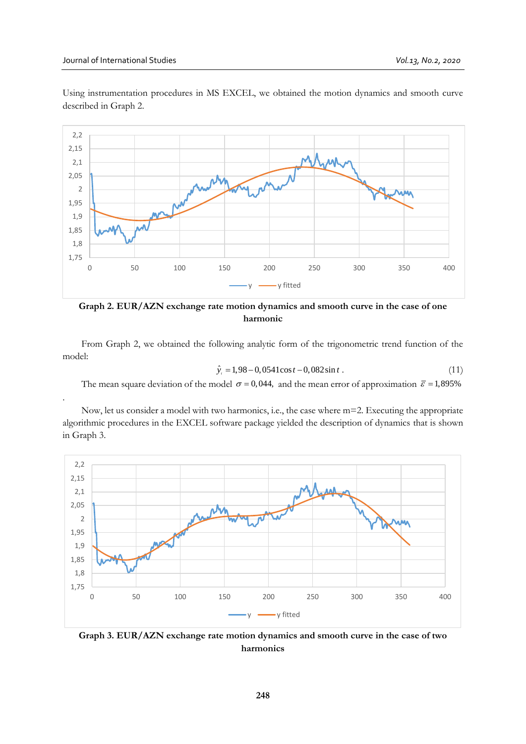Using instrumentation procedures in MS EXCEL, we obtained the motion dynamics and smooth curve described in Graph 2.

**Graph 2. EUR/AZN exchange rate motion dynamics and smooth curve in the case of one harmonic**

From Graph 2, we obtained the following analytic form of the trigonometric trend function of the model:

$$\hat{y}_t = 1{,}98 - 0{,}0541\cos t - 0{,}082\sin t \,. \tag{11}$$

The mean square deviation of the model $\sigma = 0{,}044$, and the mean error of approximation $\bar{\varepsilon} = 1{,}895\%$

.

Now, let us consider a model with two harmonics, i.e., the case where m=2. Executing the appropriate algorithmic procedures in the EXCEL software package yielded the description of dynamics that is shown in Graph 3.

**Graph 3. EUR/AZN exchange rate motion dynamics and smooth curve in the case of two harmonics**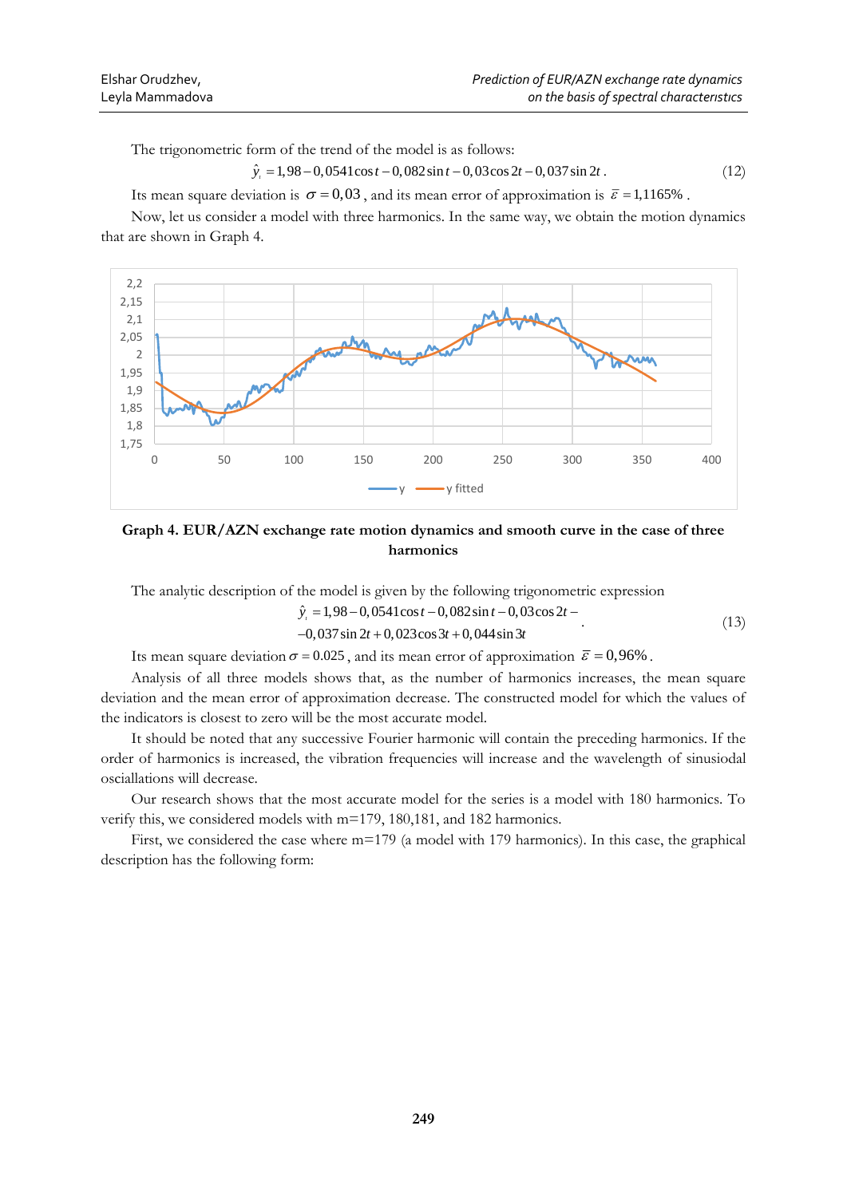The trigonometric form of the trend of the model is as follows:

$$\hat{y}_i = 1{,}98 - 0{,}0541\cos t - 0{,}082\sin t - 0{,}03\cos 2t - 0{,}037\sin 2t\,. \tag{12}$$

Its mean square deviation is $\sigma = 0{,}03$, and its mean error of approximation is $\bar{\varepsilon} = 1{,}1165\%$.

Now, let us consider a model with three harmonics. In the same way, we obtain the motion dynamics that are shown in Graph 4.

**Graph 4. EUR/AZN exchange rate motion dynamics and smooth curve in the case of three harmonics**

The analytic description of the model is given by the following trigonometric expression

$$\hat{y}_i = 1{,}98 - 0{,}0541\cos t - 0{,}082\sin t - 0{,}03\cos 2t - \\ -0{,}037\sin 2t + 0{,}023\cos 3t + 0{,}044\sin 3t\,. \tag{13}$$

Its mean square deviation $\sigma = 0.025$, and its mean error of approximation $\bar{\varepsilon} = 0{,}96\%$.

Analysis of all three models shows that, as the number of harmonics increases, the mean square deviation and the mean error of approximation decrease. The constructed model for which the values of the indicators is closest to zero will be the most accurate model.

It should be noted that any successive Fourier harmonic will contain the preceding harmonics. If the order of harmonics is increased, the vibration frequencies will increase and the wavelength of sinusiodal osciallations will decrease.

Our research shows that the most accurate model for the series is a model with 180 harmonics. To verify this, we considered models with m=179, 180,181, and 182 harmonics.

First, we considered the case where m=179 (a model with 179 harmonics). In this case, the graphical description has the following form: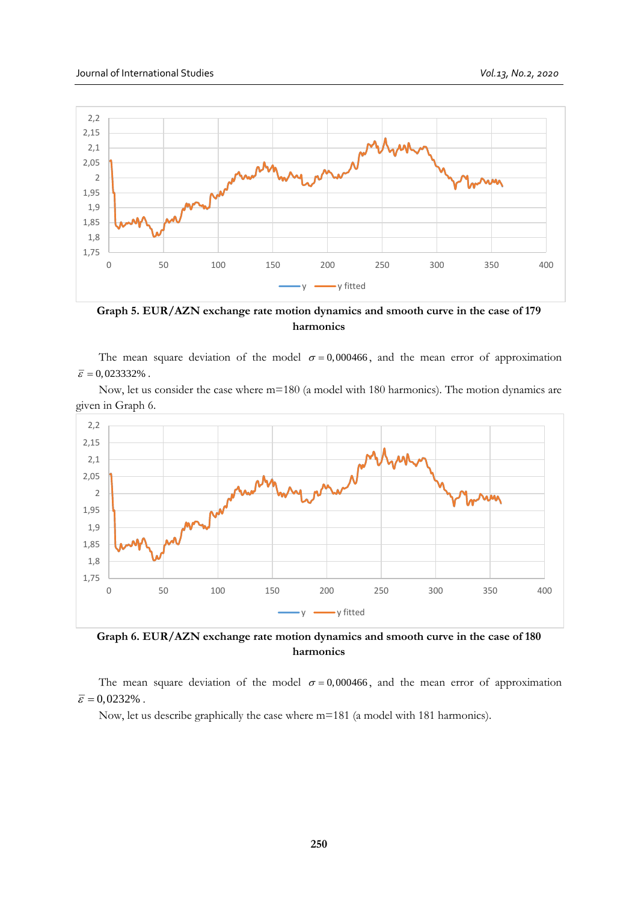**Graph 5. EUR/AZN exchange rate motion dynamics and smooth curve in the case of 179 harmonics**

The mean square deviation of the model $\sigma = 0,000466$, and the mean error of approximation $\bar{\varepsilon} = 0,023332\%$.

Now, let us consider the case where m=180 (a model with 180 harmonics). The motion dynamics are given in Graph 6.

**Graph 6. EUR/AZN exchange rate motion dynamics and smooth curve in the case of 180 harmonics**

The mean square deviation of the model $\sigma = 0,000466$, and the mean error of approximation $\bar{\varepsilon} = 0,0232\%$.

Now, let us describe graphically the case where m=181 (a model with 181 harmonics).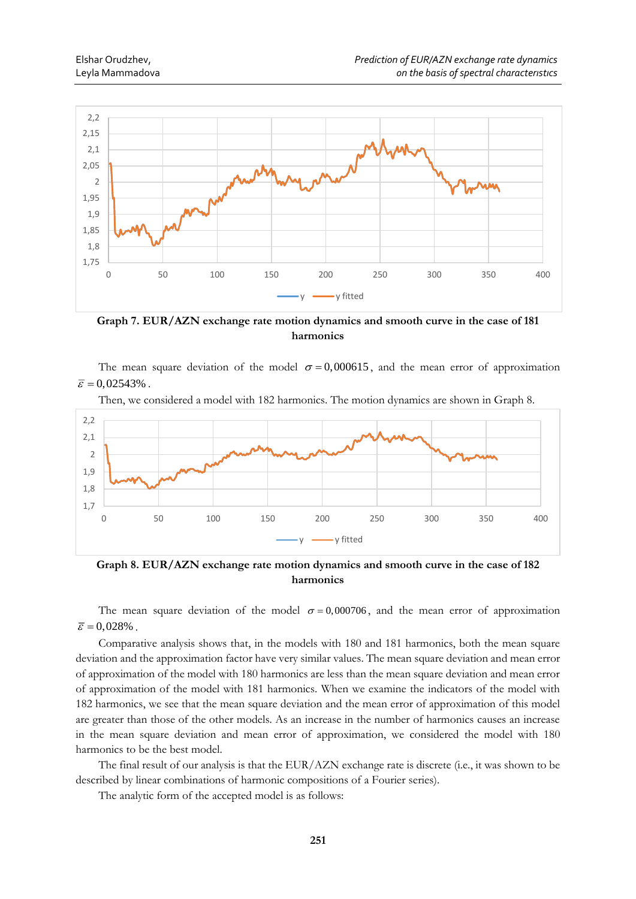**Graph 7. EUR/AZN exchange rate motion dynamics and smooth curve in the case of 181 harmonics**

The mean square deviation of the model $\sigma = 0,000615$, and the mean error of approximation $\bar{\varepsilon} = 0,02543\%$.

Then, we considered a model with 182 harmonics. The motion dynamics are shown in Graph 8.

**Graph 8. EUR/AZN exchange rate motion dynamics and smooth curve in the case of 182 harmonics**

The mean square deviation of the model $\sigma = 0,000706$, and the mean error of approximation $\bar{\varepsilon} = 0,028\%$.

Comparative analysis shows that, in the models with 180 and 181 harmonics, both the mean square deviation and the approximation factor have very similar values. The mean square deviation and mean error of approximation of the model with 180 harmonics are less than the mean square deviation and mean error of approximation of the model with 181 harmonics. When we examine the indicators of the model with 182 harmonics, we see that the mean square deviation and the mean error of approximation of this model are greater than those of the other models. As an increase in the number of harmonics causes an increase in the mean square deviation and mean error of approximation, we considered the model with 180 harmonics to be the best model.

The final result of our analysis is that the EUR/AZN exchange rate is discrete (i.e., it was shown to be described by linear combinations of harmonic compositions of a Fourier series).

The analytic form of the accepted model is as follows: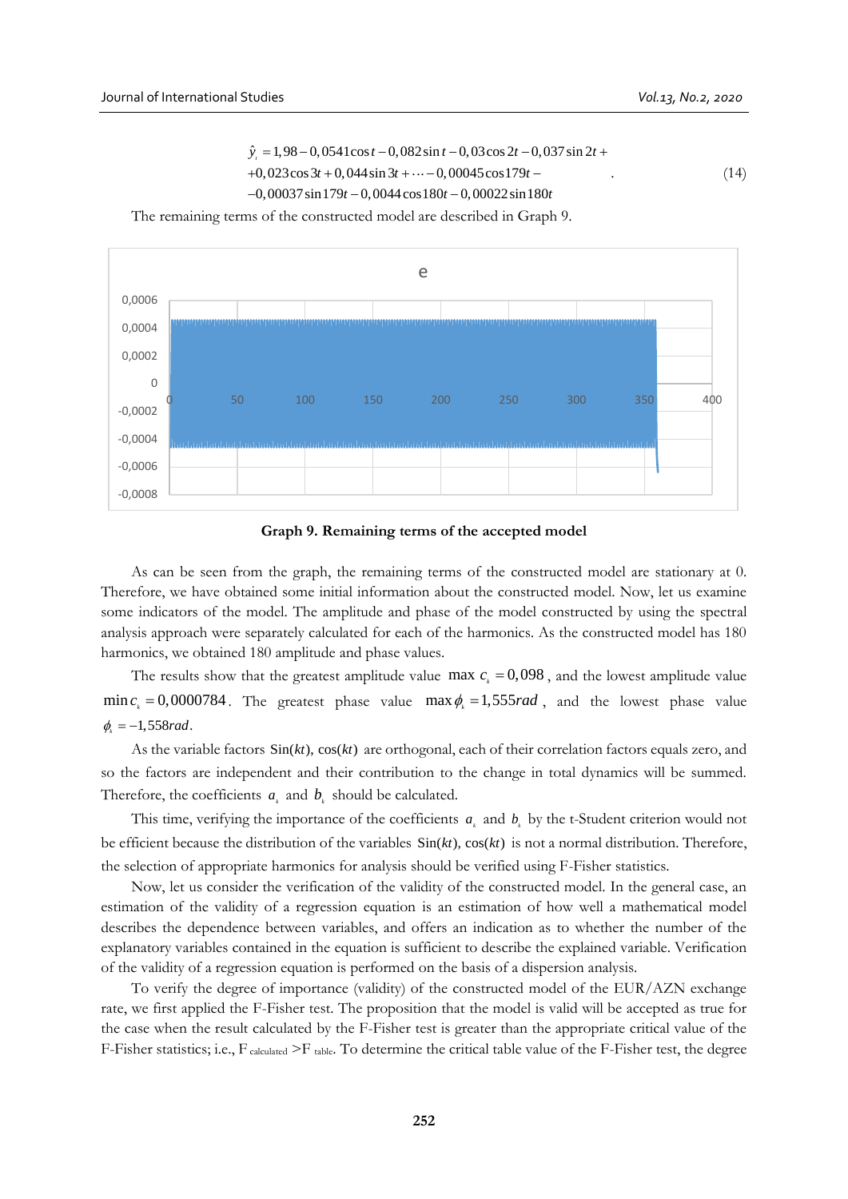$$\hat{y}_t = 1{,}98 - 0{,}0541\cos t - 0{,}082\sin t - 0{,}03\cos 2t - 0{,}037\sin 2t + \\ +0{,}023\cos 3t + 0{,}044\sin 3t + \cdots - 0{,}00045\cos 179t - \\ -0{,}00037\sin 179t - 0{,}0044\cos 180t - 0{,}00022\sin 180t \quad (14)$$

The remaining terms of the constructed model are described in Graph 9.

**Graph 9. Remaining terms of the accepted model**

As can be seen from the graph, the remaining terms of the constructed model are stationary at 0. Therefore, we have obtained some initial information about the constructed model. Now, let us examine some indicators of the model. The amplitude and phase of the model constructed by using the spectral analysis approach were separately calculated for each of the harmonics. As the constructed model has 180 harmonics, we obtained 180 amplitude and phase values.

The results show that the greatest amplitude value $\max c_k = 0{,}098$, and the lowest amplitude value $\min c_k = 0{,}0000784$. The greatest phase value $\max \phi_k = 1{,}555 rad$, and the lowest phase value $\phi_k = -1{,}558 rad$.

As the variable factors $\mathrm{Sin}(kt)$, $\cos(kt)$ are orthogonal, each of their correlation factors equals zero, and so the factors are independent and their contribution to the change in total dynamics will be summed. Therefore, the coefficients $a_k$ and $b_k$ should be calculated.

This time, verifying the importance of the coefficients $a_k$ and $b_k$ by the t-Student criterion would not be efficient because the distribution of the variables $\mathrm{Sin}(kt)$, $\cos(kt)$ is not a normal distribution. Therefore, the selection of appropriate harmonics for analysis should be verified using F-Fisher statistics.

Now, let us consider the verification of the validity of the constructed model. In the general case, an estimation of the validity of a regression equation is an estimation of how well a mathematical model describes the dependence between variables, and offers an indication as to whether the number of the explanatory variables contained in the equation is sufficient to describe the explained variable. Verification of the validity of a regression equation is performed on the basis of a dispersion analysis.

To verify the degree of importance (validity) of the constructed model of the EUR/AZN exchange rate, we first applied the F-Fisher test. The proposition that the model is valid will be accepted as true for the case when the result calculated by the F-Fisher test is greater than the appropriate critical value of the F-Fisher statistics; i.e., $F_{\text{calculated}} > F_{\text{table}}$. To determine the critical table value of the F-Fisher test, the degree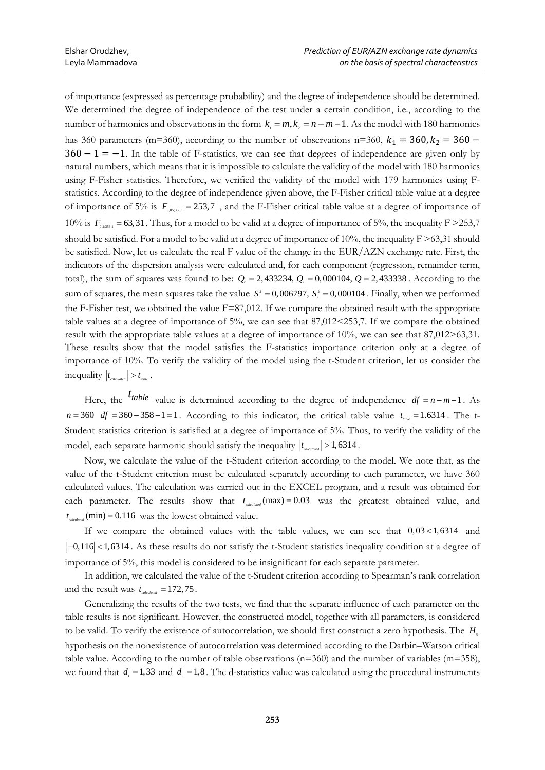of importance (expressed as percentage probability) and the degree of independence should be determined. We determined the degree of independence of the test under a certain condition, i.e., according to the number of harmonics and observations in the form $k_1 = m, k_2 = n - m - 1$. As the model with 180 harmonics has 360 parameters (m=360), according to the number of observations n=360, $k_1 = 360, k_2 = 360 - 360 - 1 = -1$. In the table of F-statistics, we can see that degrees of independence are given only by natural numbers, which means that it is impossible to calculate the validity of the model with 180 harmonics using F-Fisher statistics. Therefore, we verified the validity of the model with 179 harmonics using F-statistics. According to the degree of independence given above, the F-Fisher critical table value at a degree of importance of 5% is $F_{0,05;358;1} = 253,7$, and the F-Fisher critical table value at a degree of importance of 10% is $F_{0,1;358;1} = 63,31$. Thus, for a model to be valid at a degree of importance of 5%, the inequality F >253,7 should be satisfied. For a model to be valid at a degree of importance of 10%, the inequality F >63,31 should be satisfied. Now, let us calculate the real F value of the change in the EUR/AZN exchange rate. First, the indicators of the dispersion analysis were calculated and, for each component (regression, remainder term, total), the sum of squares was found to be: $Q_r = 2,433234,\ Q_e = 0,000104,\ Q = 2,433338$. According to the sum of squares, the mean squares take the value $S_r^2 = 0,006797,\ S_e^2 = 0,000104$. Finally, when we performed the F-Fisher test, we obtained the value F=87,012. If we compare the obtained result with the appropriate table values at a degree of importance of 5%, we can see that 87,012<253,7. If we compare the obtained result with the appropriate table values at a degree of importance of 10%, we can see that 87,012>63,31. These results show that the model satisfies the F-statistics importance criterion only at a degree of importance of 10%. To verify the validity of the model using the t-Student criterion, let us consider the inequality $|t_{calculated}| > t_{table}$.

Here, the $t_{table}$ value is determined according to the degree of independence $df = n - m - 1$. As $n = 360$ $df = 360 - 358 - 1 = 1$. According to this indicator, the critical table value $t_{table} = 1.6314$. The t-Student statistics criterion is satisfied at a degree of importance of 5%. Thus, to verify the validity of the model, each separate harmonic should satisfy the inequality $|t_{calculated}| > 1,6314$.

Now, we calculate the value of the t-Student criterion according to the model. We note that, as the value of the t-Student criterion must be calculated separately according to each parameter, we have 360 calculated values. The calculation was carried out in the EXCEL program, and a result was obtained for each parameter. The results show that $t_{calculated}(\max) = 0.03$ was the greatest obtained value, and $t_{calculated}(\min) = 0.116$ was the lowest obtained value.

If we compare the obtained values with the table values, we can see that $0,03 < 1,6314$ and $|-0,116| < 1,6314$. As these results do not satisfy the t-Student statistics inequality condition at a degree of importance of 5%, this model is considered to be insignificant for each separate parameter.

In addition, we calculated the value of the t-Student criterion according to Spearman's rank correlation and the result was $t_{calculated} = 172,75$.

Generalizing the results of the two tests, we find that the separate influence of each parameter on the table results is not significant. However, the constructed model, together with all parameters, is considered to be valid. To verify the existence of autocorrelation, we should first construct a zero hypothesis. The $H_0$ hypothesis on the nonexistence of autocorrelation was determined according to the Darbin–Watson critical table value. According to the number of table observations (n=360) and the number of variables (m=358), we found that $d_l = 1,33$ and $d_u = 1,8$. The d-statistics value was calculated using the procedural instruments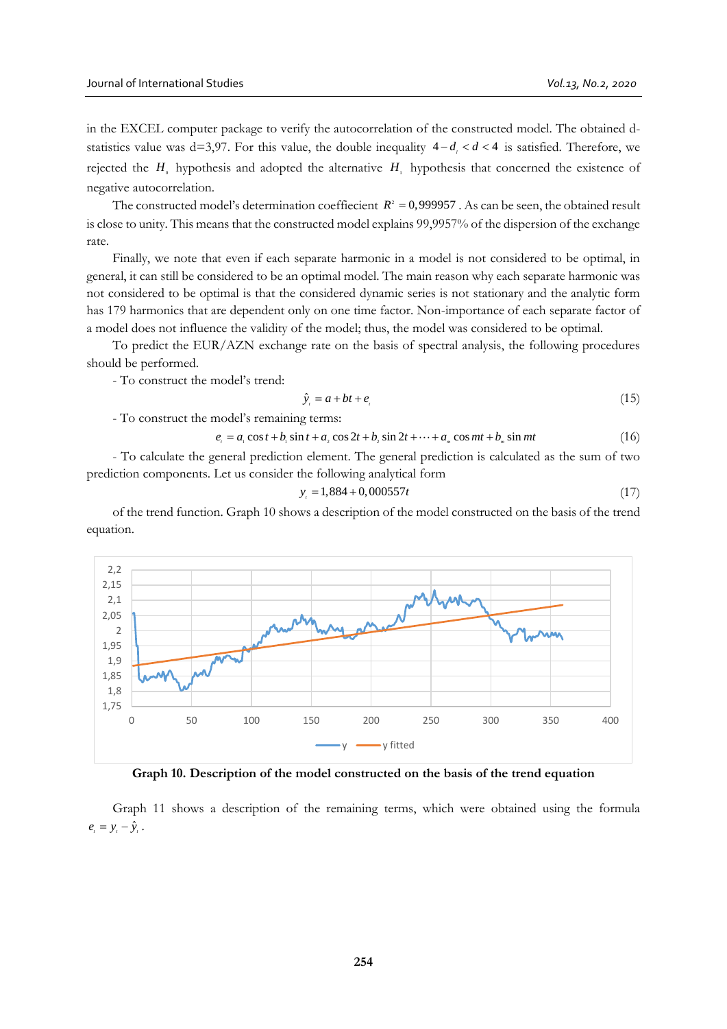in the EXCEL computer package to verify the autocorrelation of the constructed model. The obtained d-statistics value was d=3,97. For this value, the double inequality $4 - d_l < d < 4$ is satisfied. Therefore, we rejected the $H_0$ hypothesis and adopted the alternative $H_1$ hypothesis that concerned the existence of negative autocorrelation.

The constructed model's determination coeffiecient $R^2 = 0{,}999957$. As can be seen, the obtained result is close to unity. This means that the constructed model explains 99,9957% of the dispersion of the exchange rate.

Finally, we note that even if each separate harmonic in a model is not considered to be optimal, in general, it can still be considered to be an optimal model. The main reason why each separate harmonic was not considered to be optimal is that the considered dynamic series is not stationary and the analytic form has 179 harmonics that are dependent only on one time factor. Non-importance of each separate factor of a model does not influence the validity of the model; thus, the model was considered to be optimal.

To predict the EUR/AZN exchange rate on the basis of spectral analysis, the following procedures should be performed.

- To construct the model's trend:

$$\hat{y}_t = a + bt + e_t \tag{15}$$

- To construct the model's remaining terms:

$$e_t = a_1 \cos t + b_1 \sin t + a_2 \cos 2t + b_2 \sin 2t + \cdots + a_m \cos mt + b_m \sin mt \tag{16}$$

- To calculate the general prediction element. The general prediction is calculated as the sum of two prediction components. Let us consider the following analytical form

$$y_t = 1{,}884 + 0{,}000557t \tag{17}$$

of the trend function. Graph 10 shows a description of the model constructed on the basis of the trend equation.

**Graph 10. Description of the model constructed on the basis of the trend equation**

Graph 11 shows a description of the remaining terms, which were obtained using the formula $e_t = y_t - \hat{y}_t$.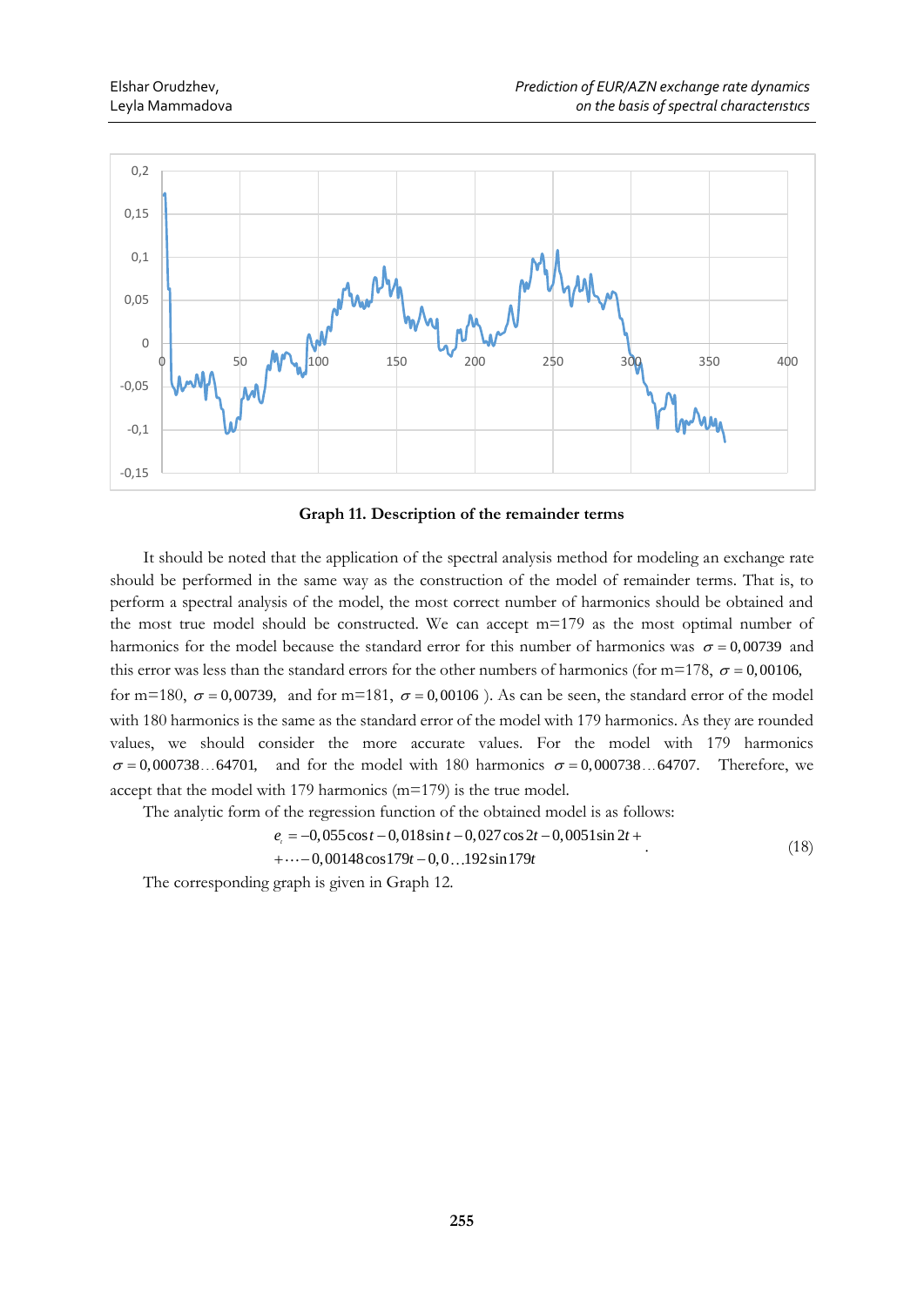**Graph 11. Description of the remainder terms**

It should be noted that the application of the spectral analysis method for modeling an exchange rate should be performed in the same way as the construction of the model of remainder terms. That is, to perform a spectral analysis of the model, the most correct number of harmonics should be obtained and the most true model should be constructed. We can accept m=179 as the most optimal number of harmonics for the model because the standard error for this number of harmonics was $\sigma = 0,00739$ and this error was less than the standard errors for the other numbers of harmonics (for m=178, $\sigma = 0,00106$, for m=180, $\sigma = 0,00739$, and for m=181, $\sigma = 0,00106$ ). As can be seen, the standard error of the model with 180 harmonics is the same as the standard error of the model with 179 harmonics. As they are rounded values, we should consider the more accurate values. For the model with 179 harmonics $\sigma = 0,000738\ldots64701$, and for the model with 180 harmonics $\sigma = 0,000738\ldots64707$. Therefore, we accept that the model with 179 harmonics (m=179) is the true model.

The analytic form of the regression function of the obtained model is as follows:

$$e_t = -0,055\cos t - 0,018\sin t - 0,027\cos 2t - 0,0051\sin 2t + \\ + \cdots - 0,00148\cos 179t - 0,0\ldots192\sin 179t \quad (18)$$

The corresponding graph is given in Graph 12.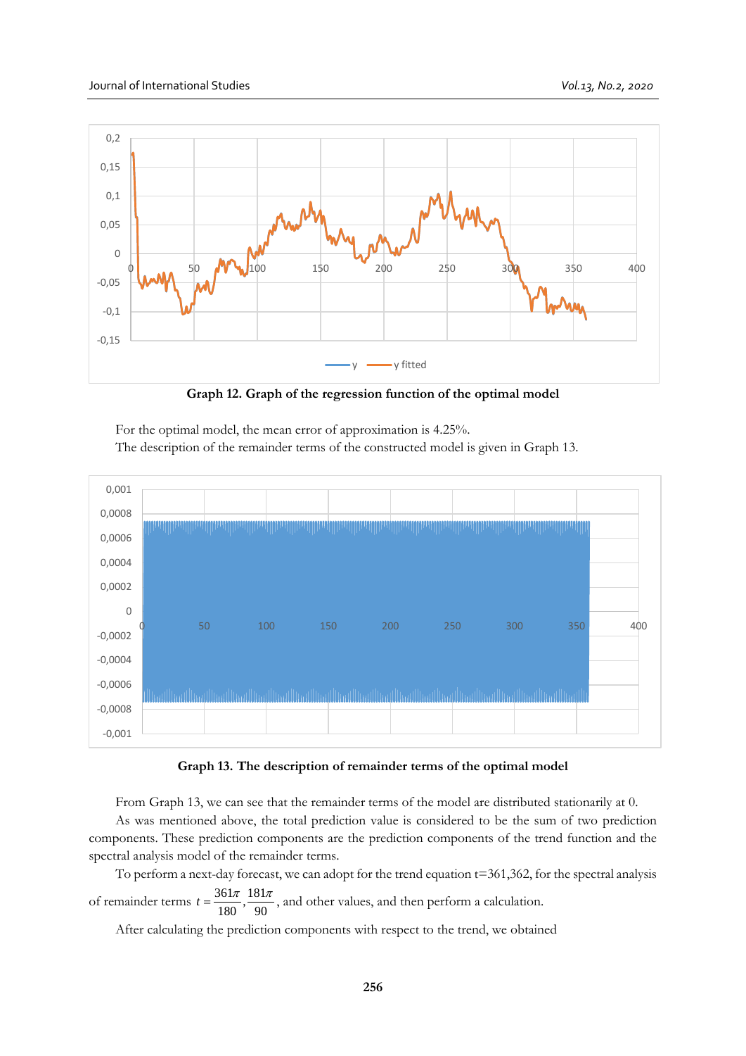Graph 12. Graph of the regression function of the optimal model

For the optimal model, the mean error of approximation is 4.25%.

The description of the remainder terms of the constructed model is given in Graph 13.

Graph 13. The description of remainder terms of the optimal model

From Graph 13, we can see that the remainder terms of the model are distributed stationarily at 0.

As was mentioned above, the total prediction value is considered to be the sum of two prediction components. These prediction components are the prediction components of the trend function and the spectral analysis model of the remainder terms.

To perform a next-day forecast, we can adopt for the trend equation t=361,362, for the spectral analysis of remainder terms $t = \frac{361\pi}{180}, \frac{181\pi}{90}$, and other values, and then perform a calculation.

After calculating the prediction components with respect to the trend, we obtained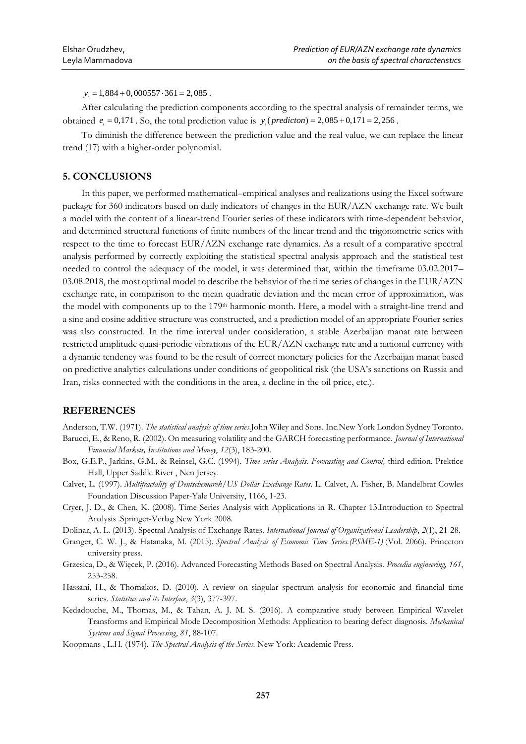$y_t = 1,884 + 0,000557 \cdot 361 = 2,085$ .

After calculating the prediction components according to the spectral analysis of remainder terms, we obtained $e_t = 0,171$ . So, the total prediction value is $y_t(predicton) = 2,085 + 0,171 = 2,256$ .

To diminish the difference between the prediction value and the real value, we can replace the linear trend (17) with a higher-order polynomial.

## 5. CONCLUSIONS

In this paper, we performed mathematical–empirical analyses and realizations using the Excel software package for 360 indicators based on daily indicators of changes in the EUR/AZN exchange rate. We built a model with the content of a linear-trend Fourier series of these indicators with time-dependent behavior, and determined structural functions of finite numbers of the linear trend and the trigonometric series with respect to the time to forecast EUR/AZN exchange rate dynamics. As a result of a comparative spectral analysis performed by correctly exploiting the statistical spectral analysis approach and the statistical test needed to control the adequacy of the model, it was determined that, within the timeframe 03.02.2017–03.08.2018, the most optimal model to describe the behavior of the time series of changes in the EUR/AZN exchange rate, in comparison to the mean quadratic deviation and the mean error of approximation, was the model with components up to the 179th harmonic month. Here, a model with a straight-line trend and a sine and cosine additive structure was constructed, and a prediction model of an appropriate Fourier series was also constructed. In the time interval under consideration, a stable Azerbaijan manat rate between restricted amplitude quasi-periodic vibrations of the EUR/AZN exchange rate and a national currency with a dynamic tendency was found to be the result of correct monetary policies for the Azerbaijan manat based on predictive analytics calculations under conditions of geopolitical risk (the USA's sanctions on Russia and Iran, risks connected with the conditions in the area, a decline in the oil price, etc.).

## REFERENCES

Anderson, T.W. (1971). *The statistical analysis of time series*.John Wiley and Sons. Inc.New York London Sydney Toronto.

Barucci, E., & Reno, R. (2002). On measuring volatility and the GARCH forecasting performance. *Journal of International Financial Markets, Institutions and Money*, *12*(3), 183-200.

Box, G.E.P., Jarkins, G.M., & Reinsel, G.C. (1994). *Time series Analysis. Forecasting and Control,* third edition. Prektice Hall, Upper Saddle River , Nen Jersey.

Calvet, L. (1997). *Multifractality of Deutschemarek/US Dollar Exchange Rates*. L. Calvet, A. Fisher, B. Mandelbrat Cowles Foundation Discussion Paper-Yale University, 1166, 1-23.

Cryer, J. D., & Chen, K. (2008). Time Series Analysis with Applications in R. Chapter 13.Introduction to Spectral Analysis .Springer-Verlag New York 2008.

Dolinar, A. L. (2013). Spectral Analysis of Exchange Rates. *International Journal of Organizational Leadership*, *2*(1), 21-28.

Granger, C. W. J., & Hatanaka, M. (2015). *Spectral Analysis of Economic Time Series.(PSME-1)* (Vol. 2066). Princeton university press.

Grzesica, D., & Więcek, P. (2016). Advanced Forecasting Methods Based on Spectral Analysis. *Procedia engineering, 161*, 253-258.

Hassani, H., & Thomakos, D. (2010). A review on singular spectrum analysis for economic and financial time series. *Statistics and its Interface*, *3*(3), 377-397.

Kedadouche, M., Thomas, M., & Tahan, A. J. M. S. (2016). A comparative study between Empirical Wavelet Transforms and Empirical Mode Decomposition Methods: Application to bearing defect diagnosis. *Mechanical Systems and Signal Processing*, *81*, 88-107.

Koopmans , L.H. (1974). *The Spectral Analysis of the Series*. New York: Academic Press.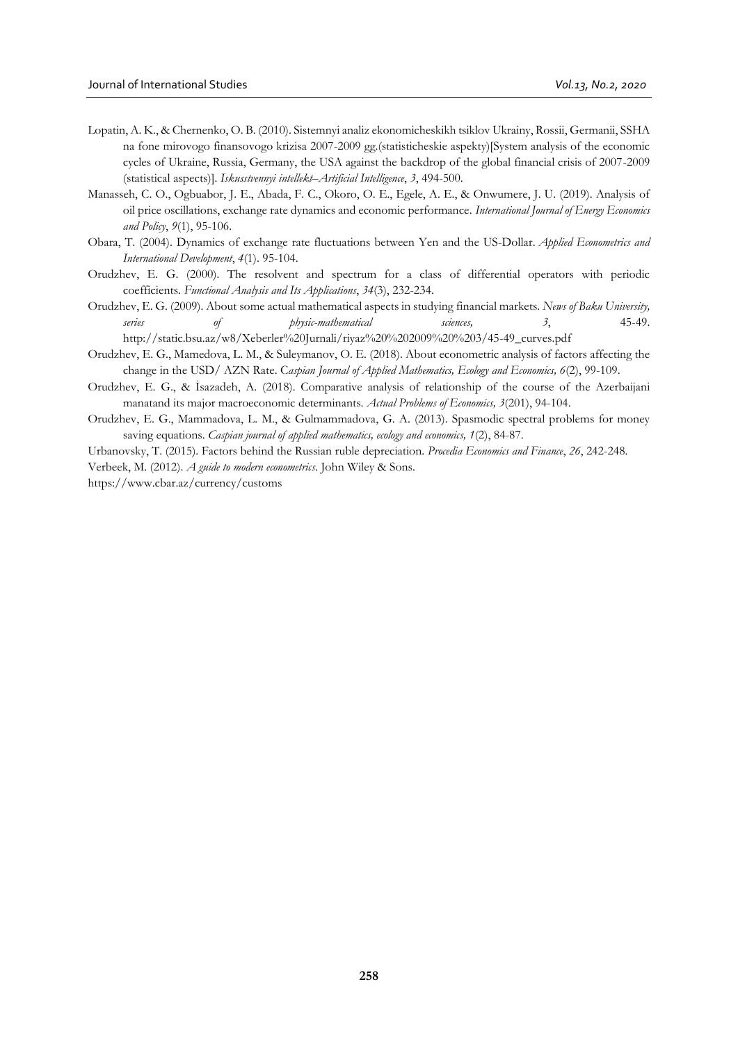Lopatin, A. K., & Chernenko, O. B. (2010). Sistemnyi analiz ekonomicheskikh tsiklov Ukrainy, Rossii, Germanii, SSHA na fone mirovogo finansovogo krizisa 2007-2009 gg.(statisticheskie aspekty)[System analysis of the economic cycles of Ukraine, Russia, Germany, the USA against the backdrop of the global financial crisis of 2007-2009 (statistical aspects)]. *Iskusstvennyi intellekt–Artificial Intelligence*, *3*, 494-500.

Manasseh, C. O., Ogbuabor, J. E., Abada, F. C., Okoro, O. E., Egele, A. E., & Onwumere, J. U. (2019). Analysis of oil price oscillations, exchange rate dynamics and economic performance. *International Journal of Energy Economics and Policy*, *9*(1), 95-106.

Obara, T. (2004). Dynamics of exchange rate fluctuations between Yen and the US-Dollar. *Applied Econometrics and International Development*, *4*(1). 95-104.

Orudzhev, E. G. (2000). The resolvent and spectrum for a class of differential operators with periodic coefficients. *Functional Analysis and Its Applications*, *34*(3), 232-234.

Orudzhev, E. G. (2009). About some actual mathematical aspects in studying financial markets. *News of Baku University, series of physic-mathematical sciences, 3*, 45-49. http://static.bsu.az/w8/Xeberler%20Jurnali/riyaz%20%202009%20%203/45-49_curves.pdf

Orudzhev, E. G., Mamedova, L. M., & Suleymanov, O. E. (2018). About econometric analysis of factors affecting the change in the USD/ AZN Rate. C*aspian Journal of Applied Mathematics, Ecology and Economics, 6*(2), 99-109.

Orudzhev, E. G., & İsazadeh, A. (2018). Comparative analysis of relationship of the course of the Azerbaijani manatand its major macroeconomic determinants. *Actual Problems of Economics, 3*(201), 94-104.

Orudzhev, E. G., Mammadova, L. M., & Gulmammadova, G. A. (2013). Spasmodic spectral problems for money saving equations. *Caspian journal of applied mathematics, ecology and economics, 1*(2), 84-87.

Urbanovsky, T. (2015). Factors behind the Russian ruble depreciation. *Procedia Economics and Finance*, *26*, 242-248.

Verbeek, M. (2012). *A guide to modern econometrics*. John Wiley & Sons.

https://www.cbar.az/currency/customs